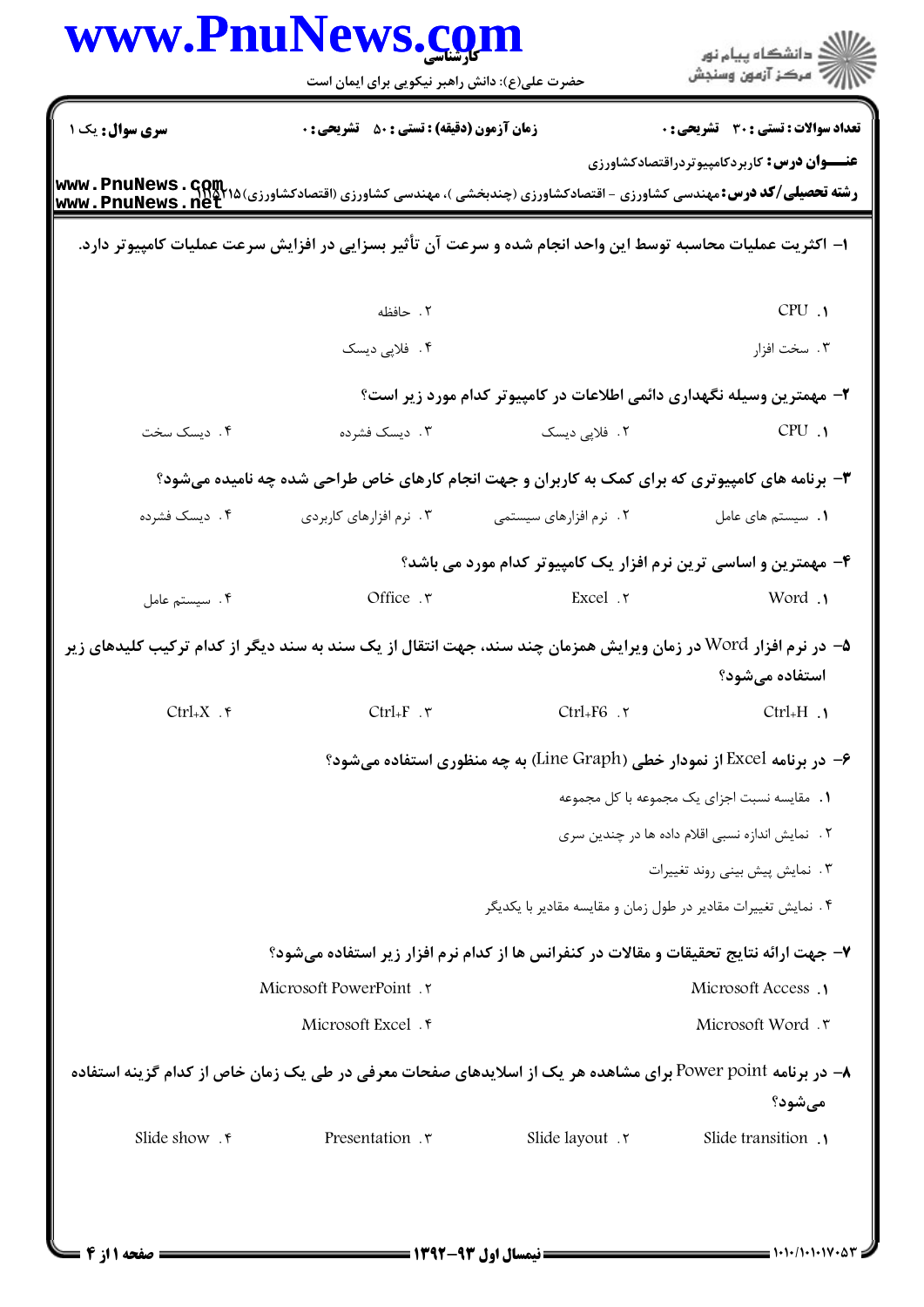**سری سوال:** یک ۱

**زمان آزمون (دقیقه) : تستی : ۵۰ تشریحی : ۰**

**تعداد سوالات : تستی : ۳۰ تشریحی : ۰**

**عنـــوان درس:** کاربردکامپیوتردراقتصادکشاورزی

**رشته تحصیلی/کد درس:** مهندسی کشاورزی - اقتصادکشاورزی (چندبخشی )، مهندسی کشاورزی (اقتصادکشاورزی)۱۱۱۵۲۱۵

۱- اکثریت عملیات محاسبه توسط این واحد انجام شده و سرعت آن تأثیر بسزایی در افزایش سرعت عملیات کامپیوتر دارد.

۱. CPU
۲. حافظه
۳. سخت افزار
۴. فلاپی دیسک

۲- مهمترین وسیله نگهداری دائمی اطلاعات در کامپیوتر کدام مورد زیر است؟

۱. CPU
۲. فلاپی دیسک
۳. دیسک فشرده
۴. دیسک سخت

۳- برنامه های کامپیوتری که برای کمک به کاربران و جهت انجام کارهای خاص طراحی شده چه نامیده میشود؟

۱. سیستم های عامل
۲. نرم افزارهای سیستمی
۳. نرم افزارهای کاربردی
۴. دیسک فشرده

۴- مهمترین و اساسی ترین نرم افزار یک کامپیوتر کدام مورد می باشد؟

۱. Word
۲. Excel
۳. Office
۴. سیستم عامل

۵- در نرم افزار Word در زمان ویرایش همزمان چند سند، جهت انتقال از یک سند به سند دیگر از کدام ترکیب کلیدهای زیر استفاده میشود؟

۱. Ctrl+H
۲. Ctrl+F6
۳. Ctrl+F
۴. Ctrl+X

۶- در برنامه Excel از نمودار خطی (Line Graph) به چه منظوری استفاده میشود؟

۱. مقایسه نسبت اجزای یک مجموعه با کل مجموعه
۲. نمایش اندازه نسبی اقلام داده ها در چندین سری
۳. نمایش پیش بینی روند تغییرات
۴. نمایش تغییرات مقادیر در طول زمان و مقایسه مقادیر با یکدیگر

۷- جهت ارائه نتایج تحقیقات و مقالات در کنفرانس ها از کدام نرم افزار زیر استفاده میشود؟

۱. Microsoft Access
۲. Microsoft PowerPoint
۳. Microsoft Word
۴. Microsoft Excel

۸- در برنامه Power point برای مشاهده هر یک از اسلایدهای صفحات معرفی در طی یک زمان خاص از کدام گزینه استفاده میشود؟

۱. Slide transition
۲. Slide layout
۳. Presentation
۴. Slide show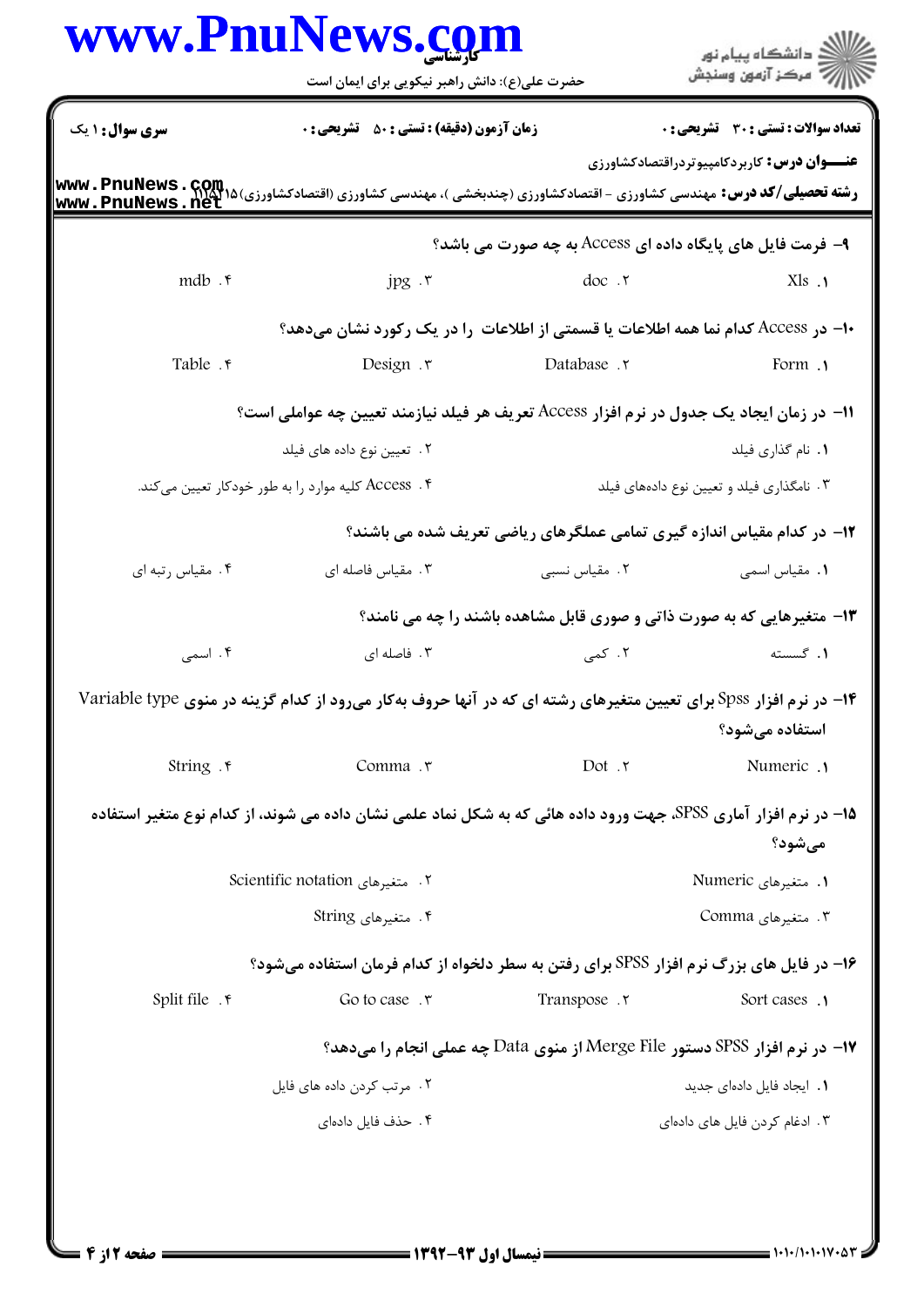**سری سوال:** ۱ یک | **زمان آزمون (دقیقه) : تستی :** ۵۰ **تشریحی :** ۰ | **تعداد سوالات : تستی :** ۳۰ **تشریحی :** ۰

**عنـــوان درس:** کاربردکامپیوتردراقتصادکشاورزی

**رشته تحصیلی/کد درس:** مهندسی کشاورزی - اقتصادکشاورزی (چندبخشی )، مهندسی کشاورزی (اقتصادکشاورزی)۱۱۱۵۱۴۵

۹- فرمت فایل های پایگاه داده ای Access به چه صورت می باشد؟

۱. Xls
۲. doc
۳. jpg
۴. mdb

۱۰- در Access کدام نما همه اطلاعات یا قسمتی از اطلاعات را در یک رکورد نشان می‌دهد؟

۱. Form
۲. Database
۳. Design
۴. Table

۱۱- در زمان ایجاد یک جدول در نرم افزار Access تعریف هر فیلد نیازمند تعیین چه عواملی است؟

۱. نام گذاری فیلد
۲. تعیین نوع داده های فیلد
۳. نامگذاری فیلد و تعیین نوع داده‌های فیلد
۴. Access کلیه موارد را به طور خودکار تعیین می‌کند.

۱۲- در کدام مقیاس اندازه گیری تمامی عملگرهای ریاضی تعریف شده می باشند؟

۱. مقیاس اسمی
۲. مقیاس نسبی
۳. مقیاس فاصله ای
۴. مقیاس رتبه ای

۱۳- متغیرهایی که به صورت ذاتی و صوری قابل مشاهده باشند را چه می نامند؟

۱. گسسته
۲. کمی
۳. فاصله ای
۴. اسمی

۱۴- در نرم افزار Spss برای تعیین متغیرهای رشته ای که در آنها حروف به‌کار می‌رود از کدام گزینه در منوی Variable type استفاده می‌شود؟

۱. Numeric
۲. Dot
۳. Comma
۴. String

۱۵- در نرم افزار آماری SPSS، جهت ورود داده هائی که به شکل نماد علمی نشان داده می شوند، از کدام نوع متغیر استفاده می‌شود؟

۱. متغیرهای Numeric
۲. متغیرهای Scientific notation
۳. متغیرهای Comma
۴. متغیرهای String

۱۶- در فایل های بزرگ نرم افزار SPSS برای رفتن به سطر دلخواه از کدام فرمان استفاده می‌شود؟

۱. Sort cases
۲. Transpose
۳. Go to case
۴. Split file

۱۷- در نرم افزار SPSS دستور Merge File از منوی Data چه عملی انجام را می‌دهد؟

۱. ایجاد فایل داده‌ای جدید
۲. مرتب کردن داده های فایل
۳. ادغام کردن فایل های داده‌ای
۴. حذف فایل داده‌ای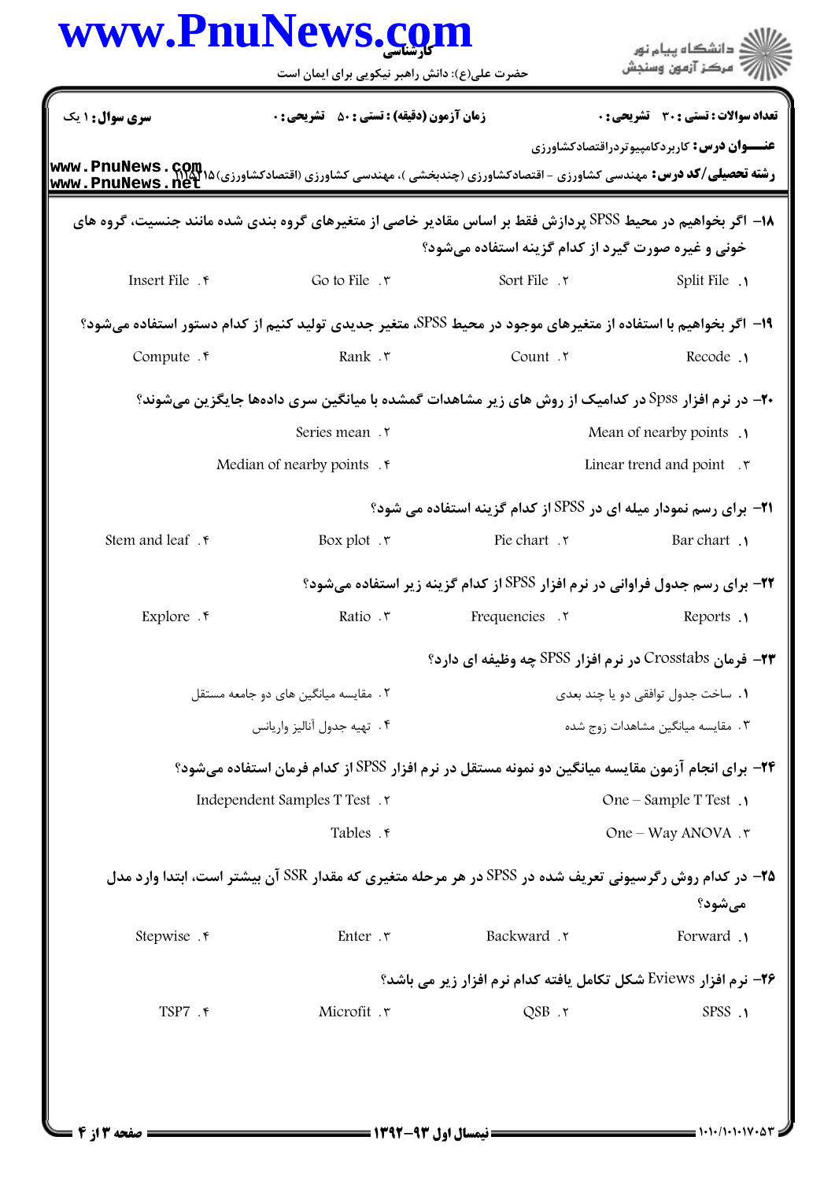**سری سوال:** ۱ یک | **زمان آزمون (دقیقه) : تستی :** ۵۰ **تشریحی :** ۰ | **تعداد سوالات : تستی :** ۳۰ **تشریحی :** ۰

**عنـــوان درس:** کاربردکامپیوتردراقتصادکشاورزی

**رشته تحصیلی/کد درس:** مهندسی کشاورزی - اقتصادکشاورزی (چندبخشی )، مهندسی کشاورزی (اقتصادکشاورزی)۱۱۱۵۳۱۵

۱۸- اگر بخواهیم در محیط SPSS پردازش فقط بر اساس مقادیر خاصی از متغیرهای گروه بندی شده مانند جنسیت، گروه های خونی و غیره صورت گیرد از کدام گزینه استفاده می‌شود؟

۱. Split File
۲. Sort File
۳. Go to File
۴. Insert File

۱۹- اگر بخواهیم با استفاده از متغیرهای موجود در محیط SPSS، متغیر جدیدی تولید کنیم از کدام دستور استفاده می‌شود؟

۱. Recode
۲. Count
۳. Rank
۴. Compute

۲۰- در نرم افزار Spss در کدامیک از روش های زیر مشاهدات گمشده با میانگین سری داده‌ها جایگزین می‌شوند؟

۱. Mean of nearby points
۲. Series mean
۳. Linear trend and point
۴. Median of nearby points

۲۱- برای رسم نمودار میله ای در SPSS از کدام گزینه استفاده می شود؟

۱. Bar chart
۲. Pie chart
۳. Box plot
۴. Stem and leaf

۲۲- برای رسم جدول فراوانی در نرم افزار SPSS از کدام گزینه زیر استفاده می‌شود؟

۱. Reports
۲. Frequencies
۳. Ratio
۴. Explore

۲۳- فرمان Crosstabs در نرم افزار SPSS چه وظیفه ای دارد؟

۱. ساخت جدول توافقی دو یا چند بعدی
۲. مقایسه میانگین های دو جامعه مستقل
۳. مقایسه میانگین مشاهدات زوج شده
۴. تهیه جدول آنالیز واریانس

۲۴- برای انجام آزمون مقایسه میانگین دو نمونه مستقل در نرم افزار SPSS از کدام فرمان استفاده می‌شود؟

۱. One – Sample T Test
۲. Independent Samples T Test
۳. One – Way ANOVA
۴. Tables

۲۵- در کدام روش رگرسیونی تعریف شده در SPSS در هر مرحله متغیری که مقدار SSR آن بیشتر است، ابتدا وارد مدل می‌شود؟

۱. Forward
۲. Backward
۳. Enter
۴. Stepwise

۲۶- نرم افزار Eviews شکل تکامل یافته کدام نرم افزار زیر می باشد؟

۱. SPSS
۲. QSB
۳. Microfit
۴. TSP7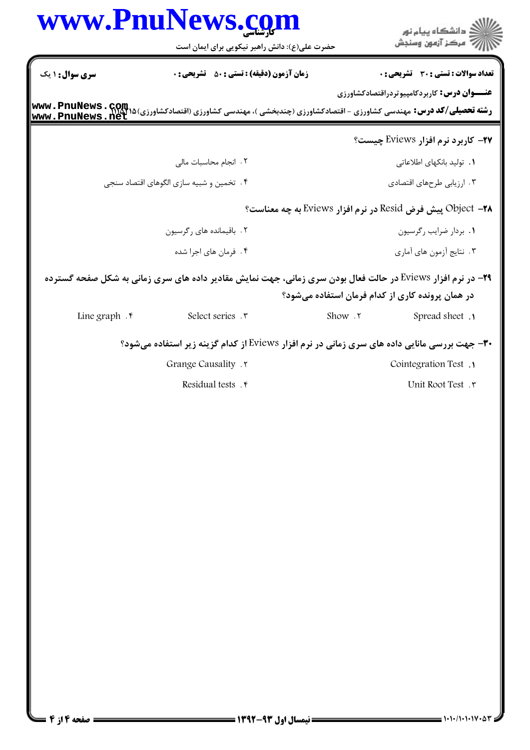**سری سوال:** ۱ یک | **زمان آزمون (دقیقه) : تستی :** ۵۰ **تشریحی :** ۰ | **تعداد سوالات : تستی :** ۳۰ **تشریحی :** ۰

**عنـــوان درس:** کاربردکامپیوتردراقتصادکشاورزی

**رشته تحصیلی/کد درس:** مهندسی کشاورزی - اقتصادکشاورزی (چندبخشی )، مهندسی کشاورزی (اقتصادکشاورزی) ۱۱۲۱۵

**۲۷- کاربرد نرم افزار Eviews چیست؟**

۱. تولید بانکهای اطلاعاتی

۲. انجام محاسبات مالی

۳. ارزیابی طرح‌های اقتصادی

۴. تخمین و شبیه سازی الگوهای اقتصاد سنجی

**۲۸- Object پیش فرض Resid در نرم افزار Eviews به چه معناست؟**

۱. بردار ضرایب رگرسیون

۲. باقیمانده های رگرسیون

۳. نتایج آزمون های آماری

۴. فرمان های اجرا شده

**۲۹- در نرم افزار Eviews در حالت فعال بودن سری زمانی، جهت نمایش مقادیر داده های سری زمانی به شکل صفحه گسترده در همان پرونده کاری از کدام فرمان استفاده می‌شود؟**

۱. Spread sheet

۲. Show

۳. Select series

۴. Line graph

**۳۰- جهت بررسی مانایی داده های سری زمانی در نرم افزار Eviews از کدام گزینه زیر استفاده می‌شود؟**

۱. Cointegration Test

۲. Grange Causality

۳. Unit Root Test

۴. Residual tests